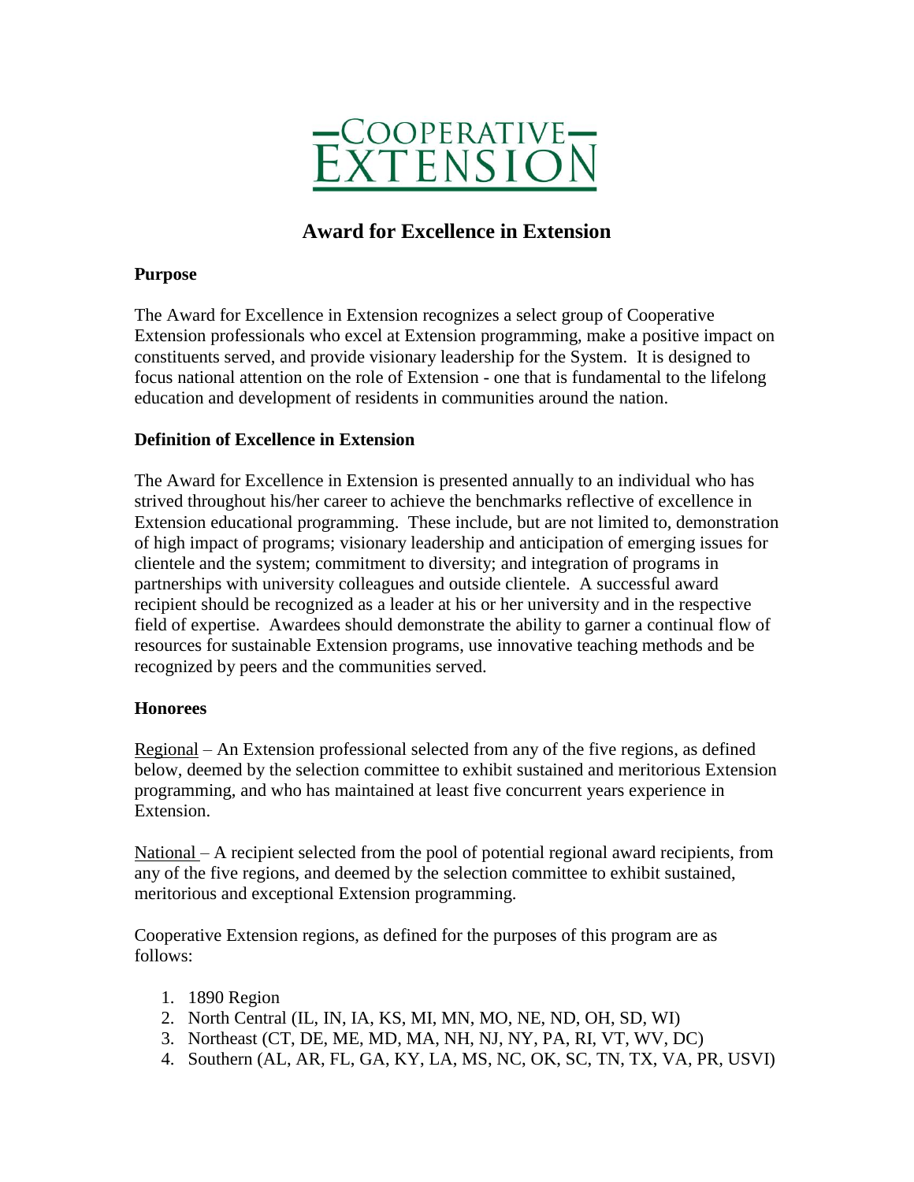COOPERATIVE EXTENSION

# Award for Excellence in Extension

## Purpose

The Award for Excellence in Extension recognizes a select group of Cooperative Extension professionals who excel at Extension programming, make a positive impact on constituents served, and provide visionary leadership for the System. It is designed to focus national attention on the role of Extension - one that is fundamental to the lifelong education and development of residents in communities around the nation.

## Definition of Excellence in Extension

The Award for Excellence in Extension is presented annually to an individual who has strived throughout his/her career to achieve the benchmarks reflective of excellence in Extension educational programming. These include, but are not limited to, demonstration of high impact of programs; visionary leadership and anticipation of emerging issues for clientele and the system; commitment to diversity; and integration of programs in partnerships with university colleagues and outside clientele. A successful award recipient should be recognized as a leader at his or her university and in the respective field of expertise. Awardees should demonstrate the ability to garner a continual flow of resources for sustainable Extension programs, use innovative teaching methods and be recognized by peers and the communities served.

## Honorees

Regional – An Extension professional selected from any of the five regions, as defined below, deemed by the selection committee to exhibit sustained and meritorious Extension programming, and who has maintained at least five concurrent years experience in Extension.

National – A recipient selected from the pool of potential regional award recipients, from any of the five regions, and deemed by the selection committee to exhibit sustained, meritorious and exceptional Extension programming.

Cooperative Extension regions, as defined for the purposes of this program are as follows:

1. 1890 Region
2. North Central (IL, IN, IA, KS, MI, MN, MO, NE, ND, OH, SD, WI)
3. Northeast (CT, DE, ME, MD, MA, NH, NJ, NY, PA, RI, VT, WV, DC)
4. Southern (AL, AR, FL, GA, KY, LA, MS, NC, OK, SC, TN, TX, VA, PR, USVI)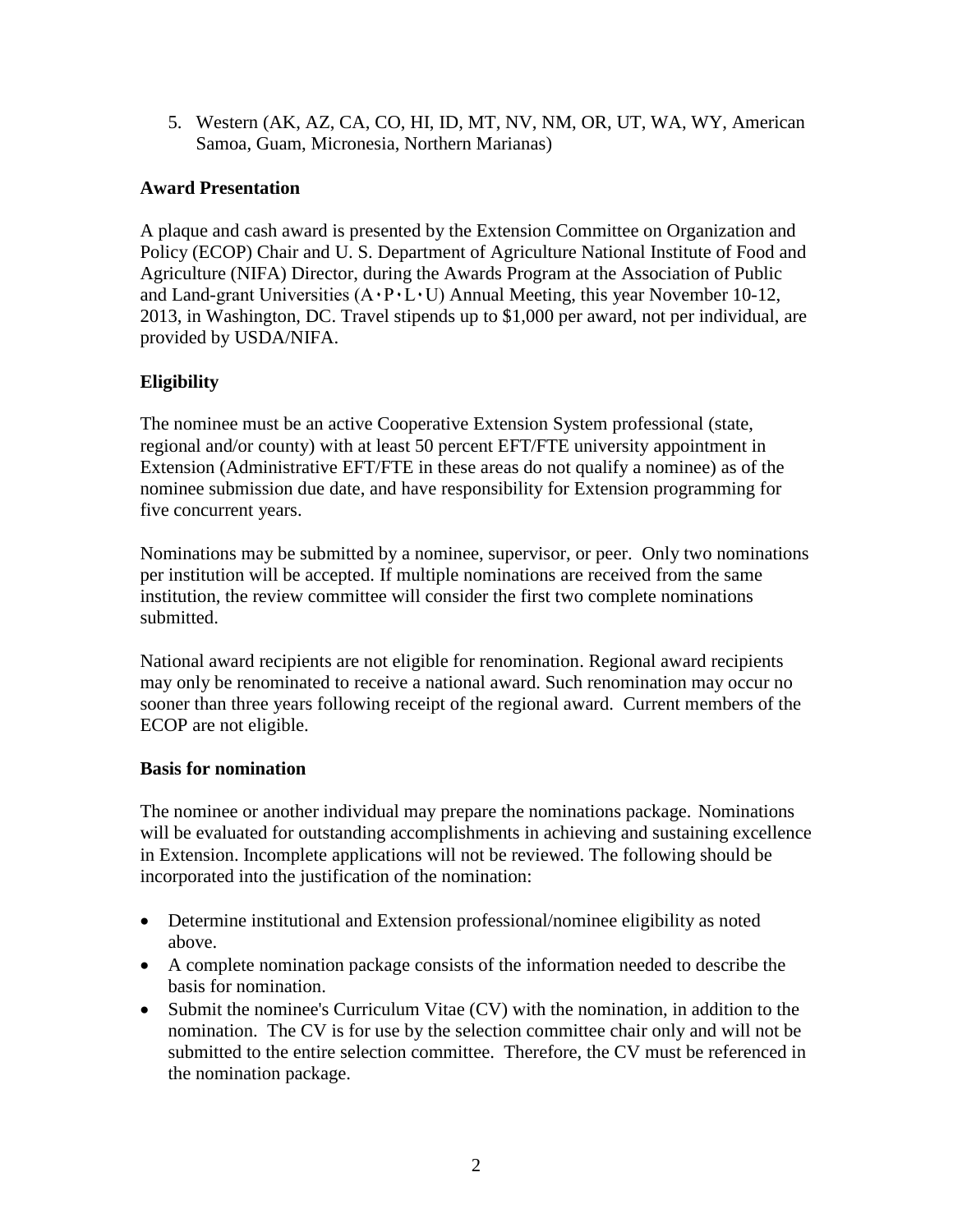5. Western (AK, AZ, CA, CO, HI, ID, MT, NV, NM, OR, UT, WA, WY, American Samoa, Guam, Micronesia, Northern Marianas)

**Award Presentation**

A plaque and cash award is presented by the Extension Committee on Organization and Policy (ECOP) Chair and U. S. Department of Agriculture National Institute of Food and Agriculture (NIFA) Director, during the Awards Program at the Association of Public and Land-grant Universities (A∙P∙L∙U) Annual Meeting, this year November 10-12, 2013, in Washington, DC. Travel stipends up to $1,000 per award, not per individual, are provided by USDA/NIFA.

**Eligibility**

The nominee must be an active Cooperative Extension System professional (state, regional and/or county) with at least 50 percent EFT/FTE university appointment in Extension (Administrative EFT/FTE in these areas do not qualify a nominee) as of the nominee submission due date, and have responsibility for Extension programming for five concurrent years.

Nominations may be submitted by a nominee, supervisor, or peer. Only two nominations per institution will be accepted. If multiple nominations are received from the same institution, the review committee will consider the first two complete nominations submitted.

National award recipients are not eligible for renomination. Regional award recipients may only be renominated to receive a national award. Such renomination may occur no sooner than three years following receipt of the regional award. Current members of the ECOP are not eligible.

**Basis for nomination**

The nominee or another individual may prepare the nominations package. Nominations will be evaluated for outstanding accomplishments in achieving and sustaining excellence in Extension. Incomplete applications will not be reviewed. The following should be incorporated into the justification of the nomination:

- Determine institutional and Extension professional/nominee eligibility as noted above.
- A complete nomination package consists of the information needed to describe the basis for nomination.
- Submit the nominee's Curriculum Vitae (CV) with the nomination, in addition to the nomination. The CV is for use by the selection committee chair only and will not be submitted to the entire selection committee. Therefore, the CV must be referenced in the nomination package.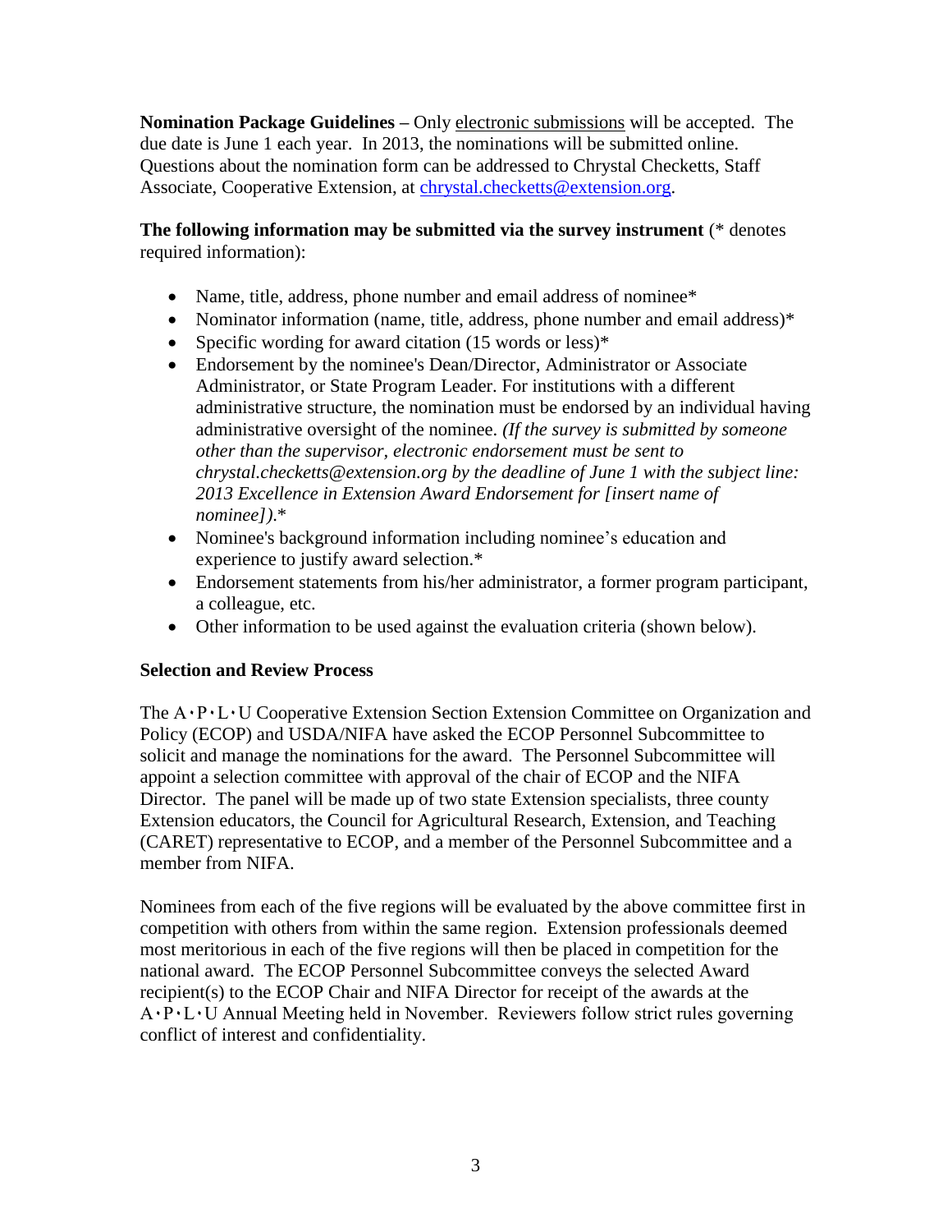**Nomination Package Guidelines –** Only electronic submissions will be accepted. The due date is June 1 each year. In 2013, the nominations will be submitted online. Questions about the nomination form can be addressed to Chrystal Checketts, Staff Associate, Cooperative Extension, at chrystal.checketts@extension.org.

**The following information may be submitted via the survey instrument** (* denotes required information):

- Name, title, address, phone number and email address of nominee*
- Nominator information (name, title, address, phone number and email address)*
- Specific wording for award citation (15 words or less)*
- Endorsement by the nominee's Dean/Director, Administrator or Associate Administrator, or State Program Leader. For institutions with a different administrative structure, the nomination must be endorsed by an individual having administrative oversight of the nominee. *(If the survey is submitted by someone other than the supervisor, electronic endorsement must be sent to chrystal.checketts@extension.org by the deadline of June 1 with the subject line: 2013 Excellence in Extension Award Endorsement for [insert name of nominee]).**
- Nominee's background information including nominee's education and experience to justify award selection.*
- Endorsement statements from his/her administrator, a former program participant, a colleague, etc.
- Other information to be used against the evaluation criteria (shown below).

**Selection and Review Process**

The A·P·L·U Cooperative Extension Section Extension Committee on Organization and Policy (ECOP) and USDA/NIFA have asked the ECOP Personnel Subcommittee to solicit and manage the nominations for the award. The Personnel Subcommittee will appoint a selection committee with approval of the chair of ECOP and the NIFA Director. The panel will be made up of two state Extension specialists, three county Extension educators, the Council for Agricultural Research, Extension, and Teaching (CARET) representative to ECOP, and a member of the Personnel Subcommittee and a member from NIFA.

Nominees from each of the five regions will be evaluated by the above committee first in competition with others from within the same region. Extension professionals deemed most meritorious in each of the five regions will then be placed in competition for the national award. The ECOP Personnel Subcommittee conveys the selected Award recipient(s) to the ECOP Chair and NIFA Director for receipt of the awards at the A·P·L·U Annual Meeting held in November. Reviewers follow strict rules governing conflict of interest and confidentiality.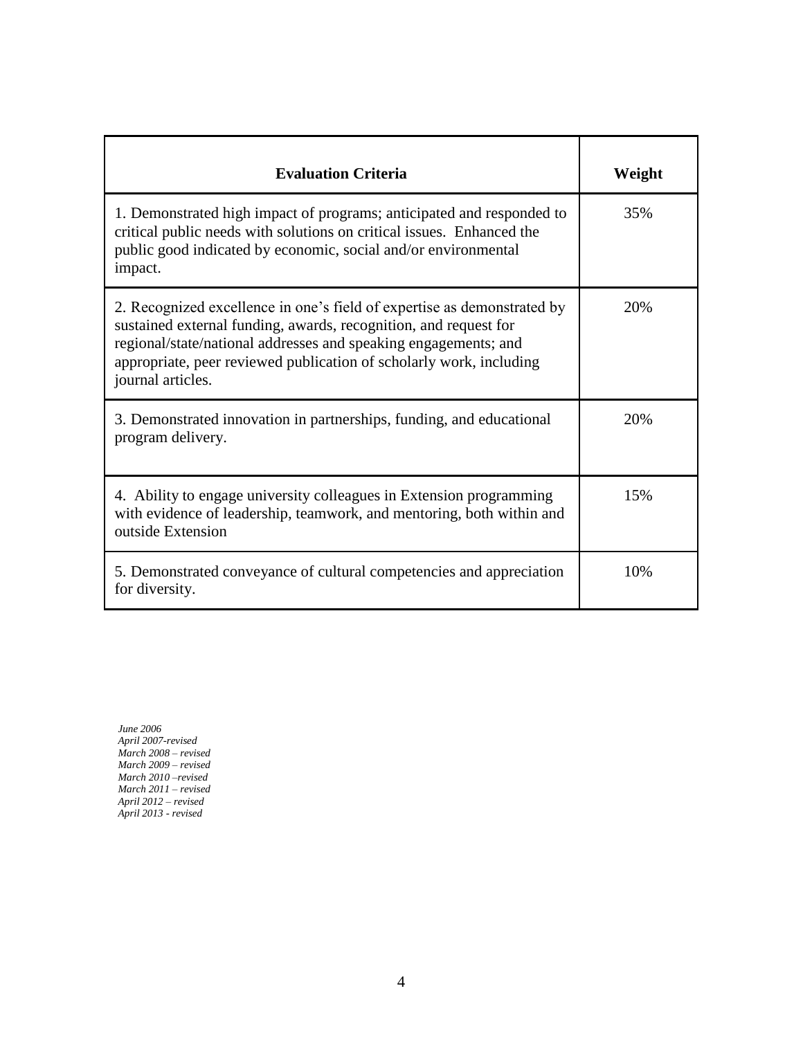| **Evaluation Criteria** | **Weight** |
|---|---|
| 1. Demonstrated high impact of programs; anticipated and responded to critical public needs with solutions on critical issues. Enhanced the public good indicated by economic, social and/or environmental impact. | 35% |
| 2. Recognized excellence in one's field of expertise as demonstrated by sustained external funding, awards, recognition, and request for regional/state/national addresses and speaking engagements; and appropriate, peer reviewed publication of scholarly work, including journal articles. | 20% |
| 3. Demonstrated innovation in partnerships, funding, and educational program delivery. | 20% |
| 4. Ability to engage university colleagues in Extension programming with evidence of leadership, teamwork, and mentoring, both within and outside Extension | 15% |
| 5. Demonstrated conveyance of cultural competencies and appreciation for diversity. | 10% |

*June 2006*
*April 2007-revised*
*March 2008 – revised*
*March 2009 – revised*
*March 2010 –revised*
*March 2011 – revised*
*April 2012 – revised*
*April 2013 - revised*